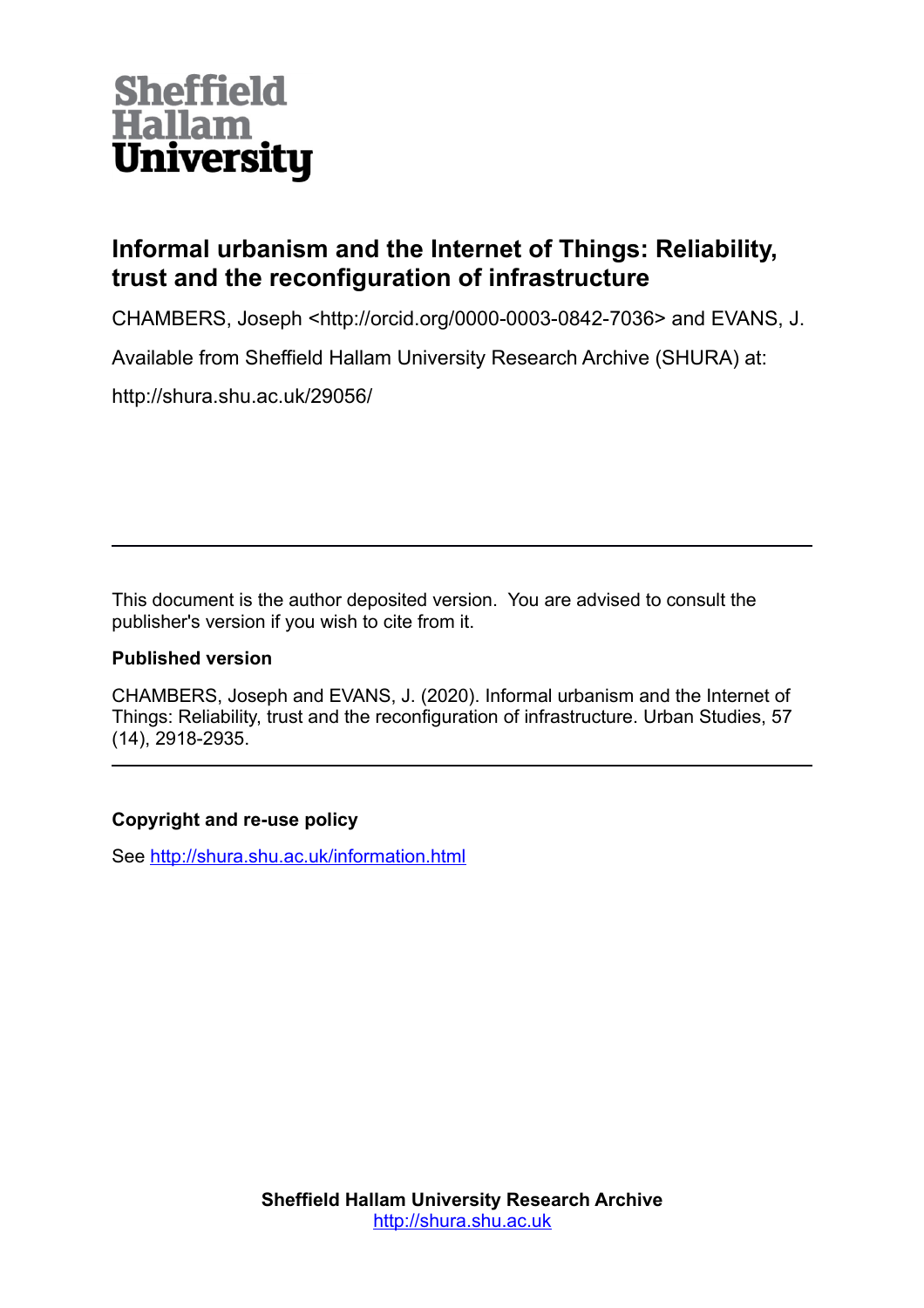Sheffield Hallam University

# Informal urbanism and the Internet of Things: Reliability, trust and the reconfiguration of infrastructure

CHAMBERS, Joseph <http://orcid.org/0000-0003-0842-7036> and EVANS, J.

Available from Sheffield Hallam University Research Archive (SHURA) at:

http://shura.shu.ac.uk/29056/

---

This document is the author deposited version. You are advised to consult the publisher's version if you wish to cite from it.

### Published version

CHAMBERS, Joseph and EVANS, J. (2020). Informal urbanism and the Internet of Things: Reliability, trust and the reconfiguration of infrastructure. Urban Studies, 57 (14), 2918-2935.

---

### Copyright and re-use policy

See http://shura.shu.ac.uk/information.html

**Sheffield Hallam University Research Archive**
http://shura.shu.ac.uk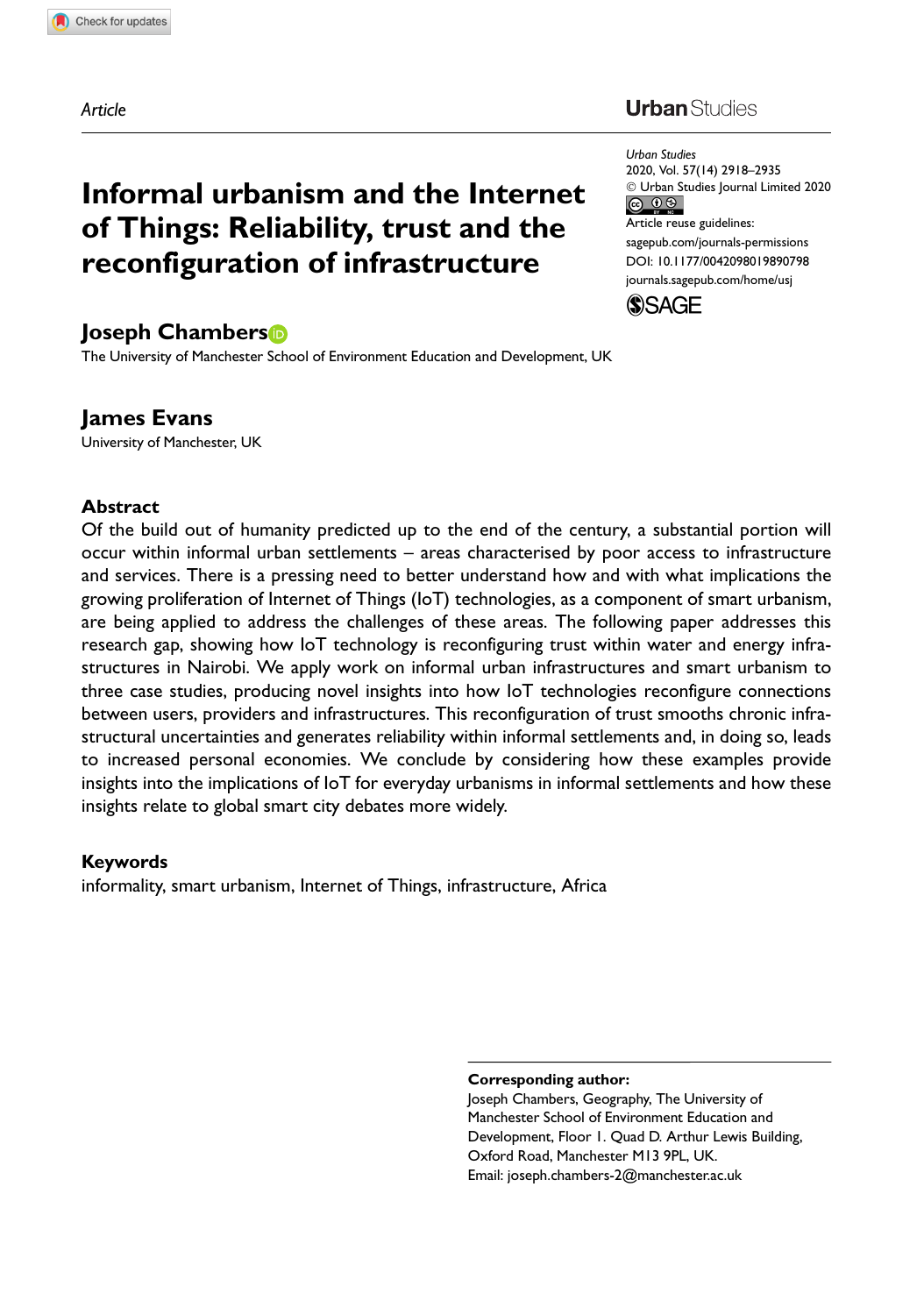Article

# Informal urbanism and the Internet of Things: Reliability, trust and the reconfiguration of infrastructure

**Joseph Chambers**
The University of Manchester School of Environment Education and Development, UK

**James Evans**
University of Manchester, UK

## Abstract

Of the build out of humanity predicted up to the end of the century, a substantial portion will occur within informal urban settlements – areas characterised by poor access to infrastructure and services. There is a pressing need to better understand how and with what implications the growing proliferation of Internet of Things (IoT) technologies, as a component of smart urbanism, are being applied to address the challenges of these areas. The following paper addresses this research gap, showing how IoT technology is reconfiguring trust within water and energy infrastructures in Nairobi. We apply work on informal urban infrastructures and smart urbanism to three case studies, producing novel insights into how IoT technologies reconfigure connections between users, providers and infrastructures. This reconfiguration of trust smooths chronic infrastructural uncertainties and generates reliability within informal settlements and, in doing so, leads to increased personal economies. We conclude by considering how these examples provide insights into the implications of IoT for everyday urbanisms in informal settlements and how these insights relate to global smart city debates more widely.

## Keywords

informality, smart urbanism, Internet of Things, infrastructure, Africa

**Corresponding author:**
Joseph Chambers, Geography, The University of Manchester School of Environment Education and Development, Floor 1. Quad D. Arthur Lewis Building, Oxford Road, Manchester M13 9PL, UK.
Email: joseph.chambers-2@manchester.ac.uk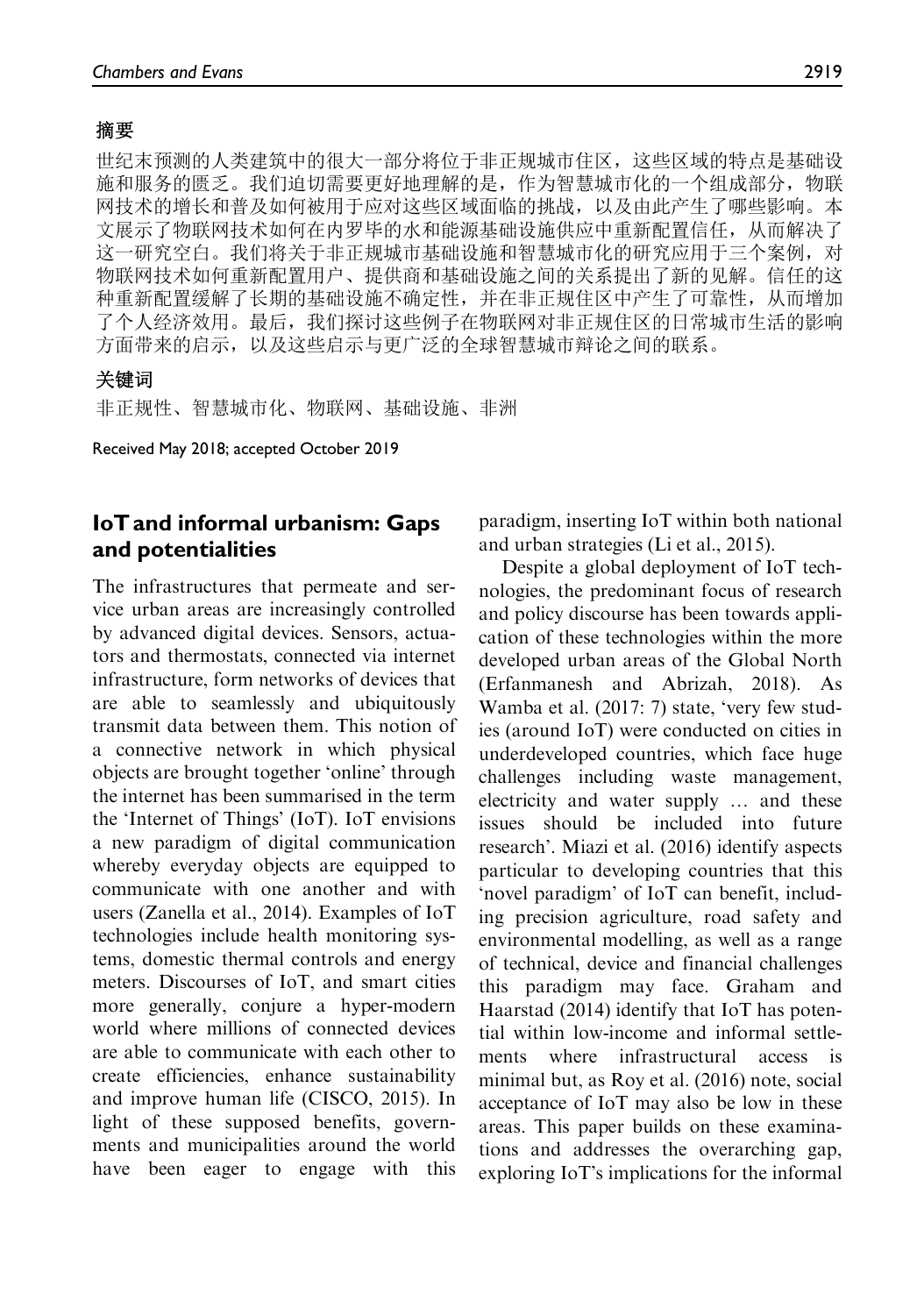## 摘要

世纪末预测的人类建筑中的很大一部分将位于非正规城市住区，这些区域的特点是基础设施和服务的匮乏。我们迫切需要更好地理解的是，作为智慧城市化的一个组成部分，物联网技术的增长和普及如何被用于应对这些区域面临的挑战，以及由此产生了哪些影响。本文展示了物联网技术如何在内罗毕的水和能源基础设施供应中重新配置信任，从而解决了这一研究空白。我们将关于非正规城市基础设施和智慧城市化的研究应用于三个案例，对物联网技术如何重新配置用户、提供商和基础设施之间的关系提出了新的见解。信任的这种重新配置缓解了长期的基础设施不确定性，并在非正规住区中产生了可靠性，从而增加了个人经济效用。最后，我们探讨这些例子在物联网对非正规住区的日常城市生活的影响方面带来的启示，以及这些启示与更广泛的全球智慧城市辩论之间的联系。

## 关键词

非正规性、智慧城市化、物联网、基础设施、非洲

Received May 2018; accepted October 2019

## IoT and informal urbanism: Gaps and potentialities

The infrastructures that permeate and service urban areas are increasingly controlled by advanced digital devices. Sensors, actuators and thermostats, connected via internet infrastructure, form networks of devices that are able to seamlessly and ubiquitously transmit data between them. This notion of a connective network in which physical objects are brought together 'online' through the internet has been summarised in the term the 'Internet of Things' (IoT). IoT envisions a new paradigm of digital communication whereby everyday objects are equipped to communicate with one another and with users (Zanella et al., 2014). Examples of IoT technologies include health monitoring systems, domestic thermal controls and energy meters. Discourses of IoT, and smart cities more generally, conjure a hyper-modern world where millions of connected devices are able to communicate with each other to create efficiencies, enhance sustainability and improve human life (CISCO, 2015). In light of these supposed benefits, governments and municipalities around the world have been eager to engage with this paradigm, inserting IoT within both national and urban strategies (Li et al., 2015).

Despite a global deployment of IoT technologies, the predominant focus of research and policy discourse has been towards application of these technologies within the more developed urban areas of the Global North (Erfanmanesh and Abrizah, 2018). As Wamba et al. (2017: 7) state, 'very few studies (around IoT) were conducted on cities in underdeveloped countries, which face huge challenges including waste management, electricity and water supply … and these issues should be included into future research'. Miazi et al. (2016) identify aspects particular to developing countries that this 'novel paradigm' of IoT can benefit, including precision agriculture, road safety and environmental modelling, as well as a range of technical, device and financial challenges this paradigm may face. Graham and Haarstad (2014) identify that IoT has potential within low-income and informal settlements where infrastructural access is minimal but, as Roy et al. (2016) note, social acceptance of IoT may also be low in these areas. This paper builds on these examinations and addresses the overarching gap, exploring IoT's implications for the informal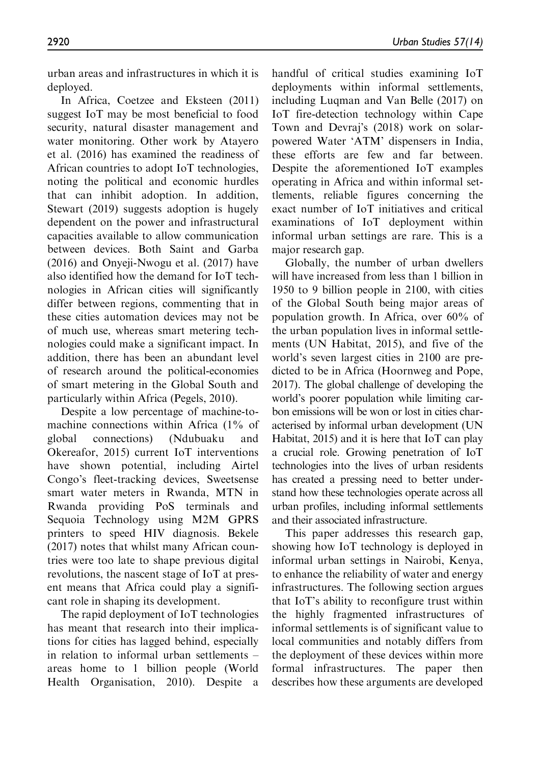urban areas and infrastructures in which it is deployed.

In Africa, Coetzee and Eksteen (2011) suggest IoT may be most beneficial to food security, natural disaster management and water monitoring. Other work by Atayero et al. (2016) has examined the readiness of African countries to adopt IoT technologies, noting the political and economic hurdles that can inhibit adoption. In addition, Stewart (2019) suggests adoption is hugely dependent on the power and infrastructural capacities available to allow communication between devices. Both Saint and Garba (2016) and Onyeji-Nwogu et al. (2017) have also identified how the demand for IoT technologies in African cities will significantly differ between regions, commenting that in these cities automation devices may not be of much use, whereas smart metering technologies could make a significant impact. In addition, there has been an abundant level of research around the political-economies of smart metering in the Global South and particularly within Africa (Pegels, 2010).

Despite a low percentage of machine-to-machine connections within Africa (1% of global connections) (Ndubuaku and Okereafor, 2015) current IoT interventions have shown potential, including Airtel Congo's fleet-tracking devices, Sweetsense smart water meters in Rwanda, MTN in Rwanda providing PoS terminals and Sequoia Technology using M2M GPRS printers to speed HIV diagnosis. Bekele (2017) notes that whilst many African countries were too late to shape previous digital revolutions, the nascent stage of IoT at present means that Africa could play a significant role in shaping its development.

The rapid deployment of IoT technologies has meant that research into their implications for cities has lagged behind, especially in relation to informal urban settlements – areas home to 1 billion people (World Health Organisation, 2010). Despite a handful of critical studies examining IoT deployments within informal settlements, including Luqman and Van Belle (2017) on IoT fire-detection technology within Cape Town and Devraj's (2018) work on solar-powered Water 'ATM' dispensers in India, these efforts are few and far between. Despite the aforementioned IoT examples operating in Africa and within informal settlements, reliable figures concerning the exact number of IoT initiatives and critical examinations of IoT deployment within informal urban settings are rare. This is a major research gap.

Globally, the number of urban dwellers will have increased from less than 1 billion in 1950 to 9 billion people in 2100, with cities of the Global South being major areas of population growth. In Africa, over 60% of the urban population lives in informal settlements (UN Habitat, 2015), and five of the world's seven largest cities in 2100 are predicted to be in Africa (Hoornweg and Pope, 2017). The global challenge of developing the world's poorer population while limiting carbon emissions will be won or lost in cities characterised by informal urban development (UN Habitat, 2015) and it is here that IoT can play a crucial role. Growing penetration of IoT technologies into the lives of urban residents has created a pressing need to better understand how these technologies operate across all urban profiles, including informal settlements and their associated infrastructure.

This paper addresses this research gap, showing how IoT technology is deployed in informal urban settings in Nairobi, Kenya, to enhance the reliability of water and energy infrastructures. The following section argues that IoT's ability to reconfigure trust within the highly fragmented infrastructures of informal settlements is of significant value to local communities and notably differs from the deployment of these devices within more formal infrastructures. The paper then describes how these arguments are developed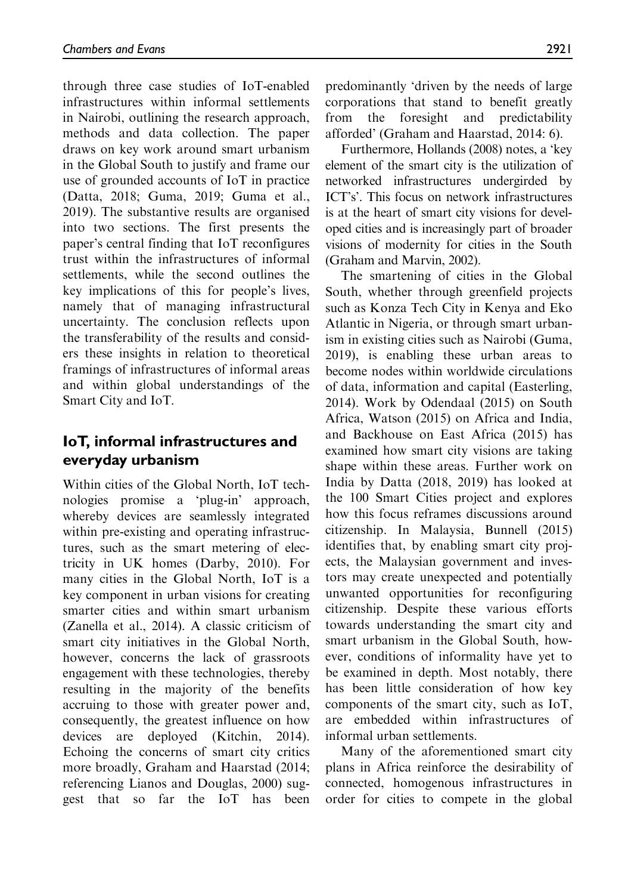through three case studies of IoT-enabled infrastructures within informal settlements in Nairobi, outlining the research approach, methods and data collection. The paper draws on key work around smart urbanism in the Global South to justify and frame our use of grounded accounts of IoT in practice (Datta, 2018; Guma, 2019; Guma et al., 2019). The substantive results are organised into two sections. The first presents the paper's central finding that IoT reconfigures trust within the infrastructures of informal settlements, while the second outlines the key implications of this for people's lives, namely that of managing infrastructural uncertainty. The conclusion reflects upon the transferability of the results and considers these insights in relation to theoretical framings of infrastructures of informal areas and within global understandings of the Smart City and IoT.

## IoT, informal infrastructures and everyday urbanism

Within cities of the Global North, IoT technologies promise a 'plug-in' approach, whereby devices are seamlessly integrated within pre-existing and operating infrastructures, such as the smart metering of electricity in UK homes (Darby, 2010). For many cities in the Global North, IoT is a key component in urban visions for creating smarter cities and within smart urbanism (Zanella et al., 2014). A classic criticism of smart city initiatives in the Global North, however, concerns the lack of grassroots engagement with these technologies, thereby resulting in the majority of the benefits accruing to those with greater power and, consequently, the greatest influence on how devices are deployed (Kitchin, 2014). Echoing the concerns of smart city critics more broadly, Graham and Haarstad (2014; referencing Lianos and Douglas, 2000) suggest that so far the IoT has been predominantly 'driven by the needs of large corporations that stand to benefit greatly from the foresight and predictability afforded' (Graham and Haarstad, 2014: 6).

Furthermore, Hollands (2008) notes, a 'key element of the smart city is the utilization of networked infrastructures undergirded by ICT's'. This focus on network infrastructures is at the heart of smart city visions for developed cities and is increasingly part of broader visions of modernity for cities in the South (Graham and Marvin, 2002).

The smartening of cities in the Global South, whether through greenfield projects such as Konza Tech City in Kenya and Eko Atlantic in Nigeria, or through smart urbanism in existing cities such as Nairobi (Guma, 2019), is enabling these urban areas to become nodes within worldwide circulations of data, information and capital (Easterling, 2014). Work by Odendaal (2015) on South Africa, Watson (2015) on Africa and India, and Backhouse on East Africa (2015) has examined how smart city visions are taking shape within these areas. Further work on India by Datta (2018, 2019) has looked at the 100 Smart Cities project and explores how this focus reframes discussions around citizenship. In Malaysia, Bunnell (2015) identifies that, by enabling smart city projects, the Malaysian government and investors may create unexpected and potentially unwanted opportunities for reconfiguring citizenship. Despite these various efforts towards understanding the smart city and smart urbanism in the Global South, however, conditions of informality have yet to be examined in depth. Most notably, there has been little consideration of how key components of the smart city, such as IoT, are embedded within infrastructures of informal urban settlements.

Many of the aforementioned smart city plans in Africa reinforce the desirability of connected, homogenous infrastructures in order for cities to compete in the global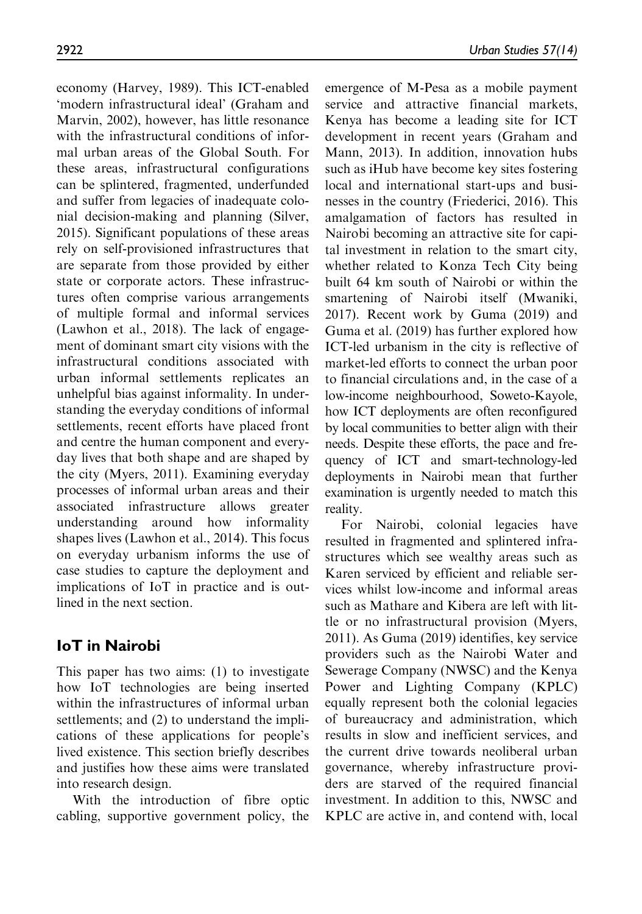economy (Harvey, 1989). This ICT-enabled 'modern infrastructural ideal' (Graham and Marvin, 2002), however, has little resonance with the infrastructural conditions of informal urban areas of the Global South. For these areas, infrastructural configurations can be splintered, fragmented, underfunded and suffer from legacies of inadequate colonial decision-making and planning (Silver, 2015). Significant populations of these areas rely on self-provisioned infrastructures that are separate from those provided by either state or corporate actors. These infrastructures often comprise various arrangements of multiple formal and informal services (Lawhon et al., 2018). The lack of engagement of dominant smart city visions with the infrastructural conditions associated with urban informal settlements replicates an unhelpful bias against informality. In understanding the everyday conditions of informal settlements, recent efforts have placed front and centre the human component and everyday lives that both shape and are shaped by the city (Myers, 2011). Examining everyday processes of informal urban areas and their associated infrastructure allows greater understanding around how informality shapes lives (Lawhon et al., 2014). This focus on everyday urbanism informs the use of case studies to capture the deployment and implications of IoT in practice and is outlined in the next section.

## IoT in Nairobi

This paper has two aims: (1) to investigate how IoT technologies are being inserted within the infrastructures of informal urban settlements; and (2) to understand the implications of these applications for people's lived existence. This section briefly describes and justifies how these aims were translated into research design.

With the introduction of fibre optic cabling, supportive government policy, the emergence of M-Pesa as a mobile payment service and attractive financial markets, Kenya has become a leading site for ICT development in recent years (Graham and Mann, 2013). In addition, innovation hubs such as iHub have become key sites fostering local and international start-ups and businesses in the country (Friederici, 2016). This amalgamation of factors has resulted in Nairobi becoming an attractive site for capital investment in relation to the smart city, whether related to Konza Tech City being built 64 km south of Nairobi or within the smartening of Nairobi itself (Mwaniki, 2017). Recent work by Guma (2019) and Guma et al. (2019) has further explored how ICT-led urbanism in the city is reflective of market-led efforts to connect the urban poor to financial circulations and, in the case of a low-income neighbourhood, Soweto-Kayole, how ICT deployments are often reconfigured by local communities to better align with their needs. Despite these efforts, the pace and frequency of ICT and smart-technology-led deployments in Nairobi mean that further examination is urgently needed to match this reality.

For Nairobi, colonial legacies have resulted in fragmented and splintered infrastructures which see wealthy areas such as Karen serviced by efficient and reliable services whilst low-income and informal areas such as Mathare and Kibera are left with little or no infrastructural provision (Myers, 2011). As Guma (2019) identifies, key service providers such as the Nairobi Water and Sewerage Company (NWSC) and the Kenya Power and Lighting Company (KPLC) equally represent both the colonial legacies of bureaucracy and administration, which results in slow and inefficient services, and the current drive towards neoliberal urban governance, whereby infrastructure providers are starved of the required financial investment. In addition to this, NWSC and KPLC are active in, and contend with, local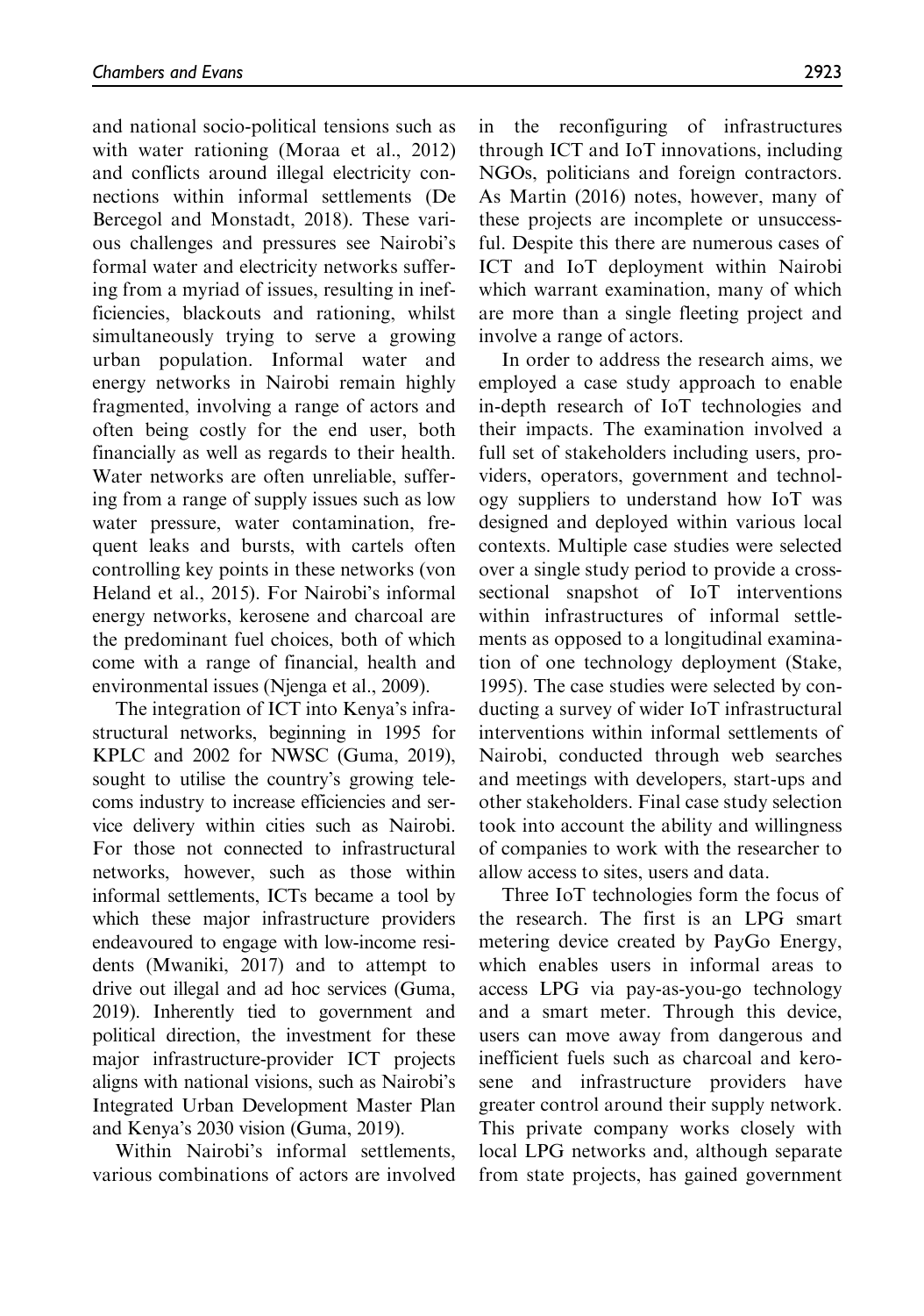and national socio-political tensions such as with water rationing (Moraa et al., 2012) and conflicts around illegal electricity connections within informal settlements (De Bercegol and Monstadt, 2018). These various challenges and pressures see Nairobi's formal water and electricity networks suffering from a myriad of issues, resulting in inefficiencies, blackouts and rationing, whilst simultaneously trying to serve a growing urban population. Informal water and energy networks in Nairobi remain highly fragmented, involving a range of actors and often being costly for the end user, both financially as well as regards to their health. Water networks are often unreliable, suffering from a range of supply issues such as low water pressure, water contamination, frequent leaks and bursts, with cartels often controlling key points in these networks (von Heland et al., 2015). For Nairobi's informal energy networks, kerosene and charcoal are the predominant fuel choices, both of which come with a range of financial, health and environmental issues (Njenga et al., 2009).

The integration of ICT into Kenya's infrastructural networks, beginning in 1995 for KPLC and 2002 for NWSC (Guma, 2019), sought to utilise the country's growing telecoms industry to increase efficiencies and service delivery within cities such as Nairobi. For those not connected to infrastructural networks, however, such as those within informal settlements, ICTs became a tool by which these major infrastructure providers endeavoured to engage with low-income residents (Mwaniki, 2017) and to attempt to drive out illegal and ad hoc services (Guma, 2019). Inherently tied to government and political direction, the investment for these major infrastructure-provider ICT projects aligns with national visions, such as Nairobi's Integrated Urban Development Master Plan and Kenya's 2030 vision (Guma, 2019).

Within Nairobi's informal settlements, various combinations of actors are involved in the reconfiguring of infrastructures through ICT and IoT innovations, including NGOs, politicians and foreign contractors. As Martin (2016) notes, however, many of these projects are incomplete or unsuccessful. Despite this there are numerous cases of ICT and IoT deployment within Nairobi which warrant examination, many of which are more than a single fleeting project and involve a range of actors.

In order to address the research aims, we employed a case study approach to enable in-depth research of IoT technologies and their impacts. The examination involved a full set of stakeholders including users, providers, operators, government and technology suppliers to understand how IoT was designed and deployed within various local contexts. Multiple case studies were selected over a single study period to provide a cross-sectional snapshot of IoT interventions within infrastructures of informal settlements as opposed to a longitudinal examination of one technology deployment (Stake, 1995). The case studies were selected by conducting a survey of wider IoT infrastructural interventions within informal settlements of Nairobi, conducted through web searches and meetings with developers, start-ups and other stakeholders. Final case study selection took into account the ability and willingness of companies to work with the researcher to allow access to sites, users and data.

Three IoT technologies form the focus of the research. The first is an LPG smart metering device created by PayGo Energy, which enables users in informal areas to access LPG via pay-as-you-go technology and a smart meter. Through this device, users can move away from dangerous and inefficient fuels such as charcoal and kerosene and infrastructure providers have greater control around their supply network. This private company works closely with local LPG networks and, although separate from state projects, has gained government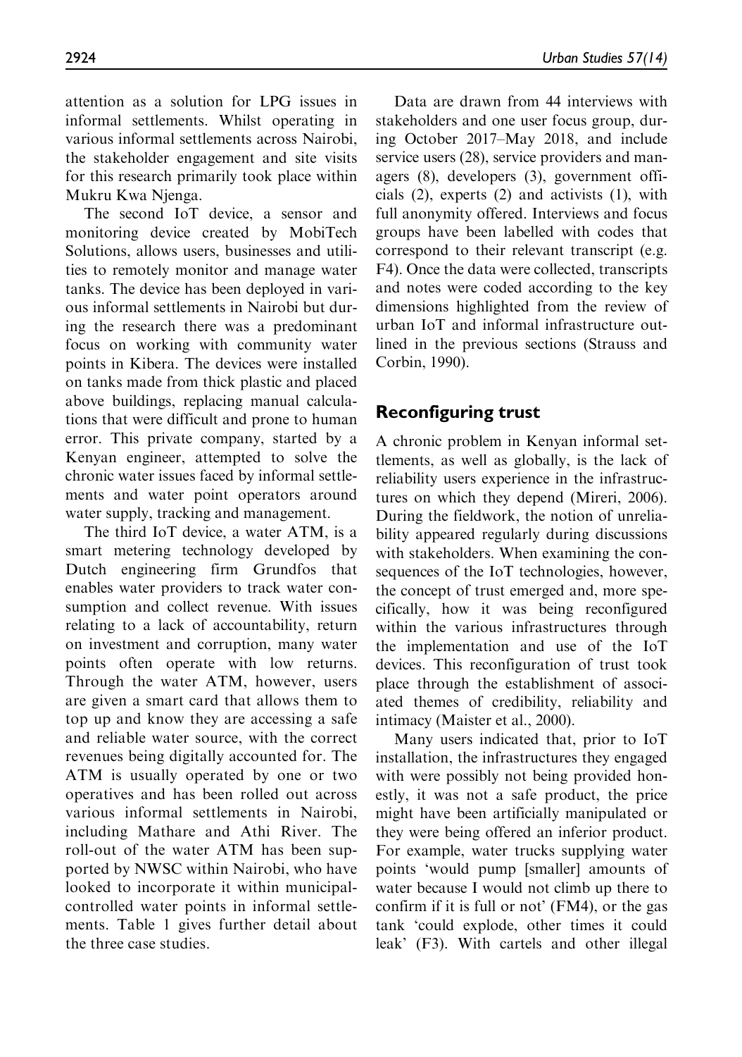attention as a solution for LPG issues in informal settlements. Whilst operating in various informal settlements across Nairobi, the stakeholder engagement and site visits for this research primarily took place within Mukru Kwa Njenga.

The second IoT device, a sensor and monitoring device created by MobiTech Solutions, allows users, businesses and utilities to remotely monitor and manage water tanks. The device has been deployed in various informal settlements in Nairobi but during the research there was a predominant focus on working with community water points in Kibera. The devices were installed on tanks made from thick plastic and placed above buildings, replacing manual calculations that were difficult and prone to human error. This private company, started by a Kenyan engineer, attempted to solve the chronic water issues faced by informal settlements and water point operators around water supply, tracking and management.

The third IoT device, a water ATM, is a smart metering technology developed by Dutch engineering firm Grundfos that enables water providers to track water consumption and collect revenue. With issues relating to a lack of accountability, return on investment and corruption, many water points often operate with low returns. Through the water ATM, however, users are given a smart card that allows them to top up and know they are accessing a safe and reliable water source, with the correct revenues being digitally accounted for. The ATM is usually operated by one or two operatives and has been rolled out across various informal settlements in Nairobi, including Mathare and Athi River. The roll-out of the water ATM has been supported by NWSC within Nairobi, who have looked to incorporate it within municipal-controlled water points in informal settlements. Table 1 gives further detail about the three case studies.

Data are drawn from 44 interviews with stakeholders and one user focus group, during October 2017–May 2018, and include service users (28), service providers and managers (8), developers (3), government officials (2), experts (2) and activists (1), with full anonymity offered. Interviews and focus groups have been labelled with codes that correspond to their relevant transcript (e.g. F4). Once the data were collected, transcripts and notes were coded according to the key dimensions highlighted from the review of urban IoT and informal infrastructure outlined in the previous sections (Strauss and Corbin, 1990).

## Reconfiguring trust

A chronic problem in Kenyan informal settlements, as well as globally, is the lack of reliability users experience in the infrastructures on which they depend (Mireri, 2006). During the fieldwork, the notion of unreliability appeared regularly during discussions with stakeholders. When examining the consequences of the IoT technologies, however, the concept of trust emerged and, more specifically, how it was being reconfigured within the various infrastructures through the implementation and use of the IoT devices. This reconfiguration of trust took place through the establishment of associated themes of credibility, reliability and intimacy (Maister et al., 2000).

Many users indicated that, prior to IoT installation, the infrastructures they engaged with were possibly not being provided honestly, it was not a safe product, the price might have been artificially manipulated or they were being offered an inferior product. For example, water trucks supplying water points 'would pump [smaller] amounts of water because I would not climb up there to confirm if it is full or not' (FM4), or the gas tank 'could explode, other times it could leak' (F3). With cartels and other illegal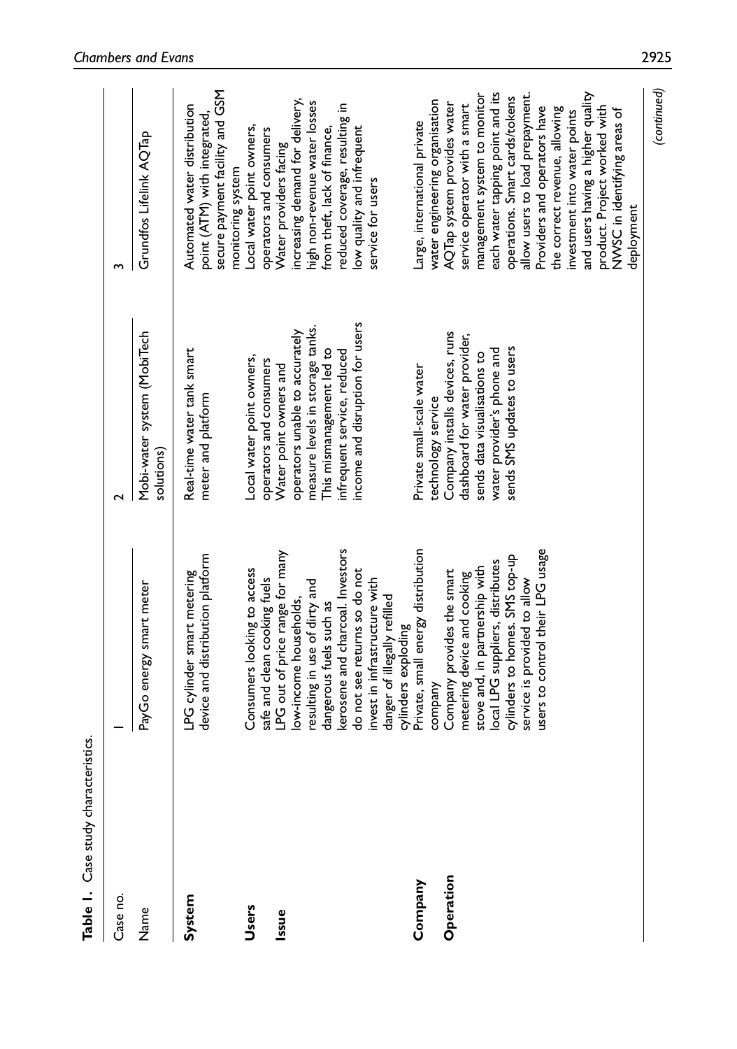**Table 1.** Case study characteristics.

| Case no. | 1 | 2 | 3 |
|---|---|---|---|
| Name | PayGo energy smart meter | Mobi-water system (MobiTech solutions) | Grundfos Lifelink AQTap |
| **System** | LPG cylinder smart metering device and distribution platform | Real-time water tank smart meter and platform | Automated water distribution point (ATM) with integrated, secure payment facility and GSM monitoring system |
| **Users** | Consumers looking to access safe and clean cooking fuels | Local water point owners, operators and consumers | Local water point owners, operators and consumers |
| **Issue** | LPG out of price range for many low-income households, resulting in use of dirty and dangerous fuels such as kerosene and charcoal. Investors do not see returns so do not invest in infrastructure with danger of illegally refilled cylinders exploding | Water point owners and operators unable to accurately measure levels in storage tanks. This mismanagement led to infrequent service, reduced income and disruption for users | Water providers facing increasing demand for delivery, high non-revenue water losses from theft, lack of finance, reduced coverage, resulting in low quality and infrequent service for users |
| **Company** | Private, small energy distribution company | Private small-scale water technology service | Large, international private water engineering organisation |
| **Operation** | Company provides the smart metering device and cooking stove and, in partnership with local LPG suppliers, distributes cylinders to homes. SMS top-up service is provided to allow users to control their LPG usage | Company installs devices, runs dashboard for water provider, sends data visualisations to water provider's phone and sends SMS updates to users | AQTap system provides water service operator with a smart management system to monitor each water tapping point and its operations. Smart cards/tokens allow users to load prepayment. Providers and operators have the correct revenue, allowing investment into water points and users having a higher quality product. Project worked with NWSC in identifying areas of deployment |

(continued)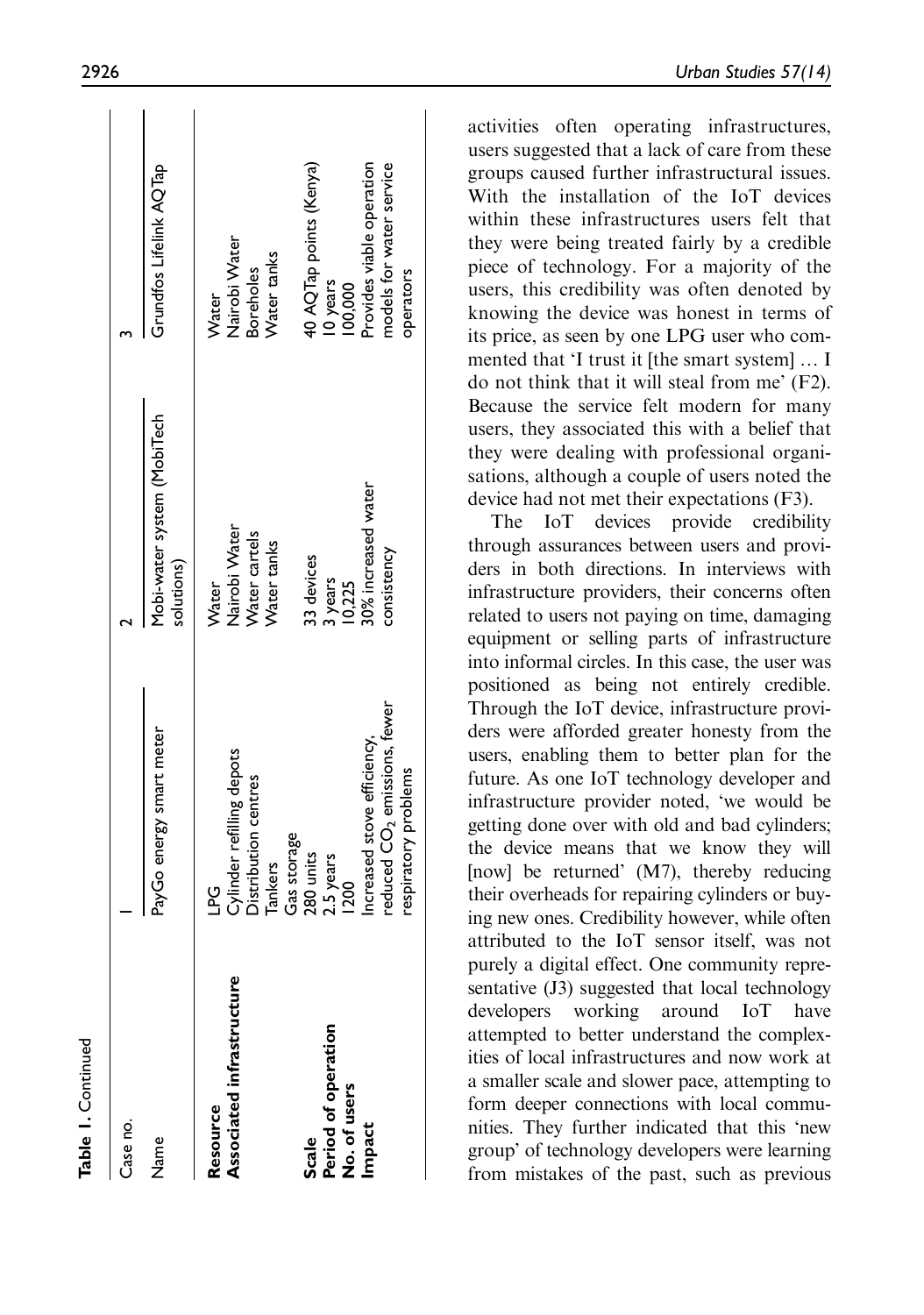**Table 1.** Continued

| Case no. | 1 | 2 | 3 |
|---|---|---|---|
| Name | PayGo energy smart meter | Mobi-water system (MobiTech solutions) | Grundfos Lifelink AQTap |
| **Resource** | LPG | Water | Water |
| **Associated infrastructure** | Cylinder refilling depots<br>Distribution centres<br>Tankers<br>Gas storage | Nairobi Water<br>Water cartels<br>Water tanks | Nairobi Water<br>Boreholes<br>Water tanks |
| **Scale** | 280 units | 33 devices | 40 AQTap points (Kenya) |
| **Period of operation** | 2.5 years | 3 years | 10 years |
| **No. of users** | 1200 | 10,225 | 100,000 |
| **Impact** | Increased stove efficiency, reduced $CO_2$ emissions, fewer respiratory problems | 30% increased water consistency | Provides viable operation models for water service operators |

activities often operating infrastructures, users suggested that a lack of care from these groups caused further infrastructural issues. With the installation of the IoT devices within these infrastructures users felt that they were being treated fairly by a credible piece of technology. For a majority of the users, this credibility was often denoted by knowing the device was honest in terms of its price, as seen by one LPG user who commented that 'I trust it [the smart system] … I do not think that it will steal from me' (F2). Because the service felt modern for many users, they associated this with a belief that they were dealing with professional organisations, although a couple of users noted the device had not met their expectations (F3).

The IoT devices provide credibility through assurances between users and providers in both directions. In interviews with infrastructure providers, their concerns often related to users not paying on time, damaging equipment or selling parts of infrastructure into informal circles. In this case, the user was positioned as being not entirely credible. Through the IoT device, infrastructure providers were afforded greater honesty from the users, enabling them to better plan for the future. As one IoT technology developer and infrastructure provider noted, 'we would be getting done over with old and bad cylinders; the device means that we know they will [now] be returned' (M7), thereby reducing their overheads for repairing cylinders or buying new ones. Credibility however, while often attributed to the IoT sensor itself, was not purely a digital effect. One community representative (J3) suggested that local technology developers working around IoT have attempted to better understand the complexities of local infrastructures and now work at a smaller scale and slower pace, attempting to form deeper connections with local communities. They further indicated that this 'new group' of technology developers were learning from mistakes of the past, such as previous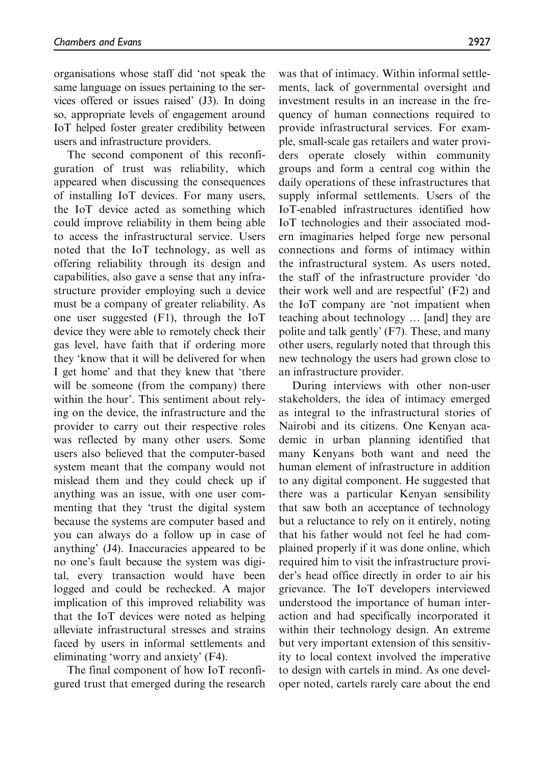organisations whose staff did 'not speak the same language on issues pertaining to the services offered or issues raised' (J3). In doing so, appropriate levels of engagement around IoT helped foster greater credibility between users and infrastructure providers.

The second component of this reconfiguration of trust was reliability, which appeared when discussing the consequences of installing IoT devices. For many users, the IoT device acted as something which could improve reliability in them being able to access the infrastructural service. Users noted that the IoT technology, as well as offering reliability through its design and capabilities, also gave a sense that any infrastructure provider employing such a device must be a company of greater reliability. As one user suggested (F1), through the IoT device they were able to remotely check their gas level, have faith that if ordering more they 'know that it will be delivered for when I get home' and that they knew that 'there will be someone (from the company) there within the hour'. This sentiment about relying on the device, the infrastructure and the provider to carry out their respective roles was reflected by many other users. Some users also believed that the computer-based system meant that the company would not mislead them and they could check up if anything was an issue, with one user commenting that they 'trust the digital system because the systems are computer based and you can always do a follow up in case of anything' (J4). Inaccuracies appeared to be no one's fault because the system was digital, every transaction would have been logged and could be rechecked. A major implication of this improved reliability was that the IoT devices were noted as helping alleviate infrastructural stresses and strains faced by users in informal settlements and eliminating 'worry and anxiety' (F4).

The final component of how IoT reconfigured trust that emerged during the research was that of intimacy. Within informal settlements, lack of governmental oversight and investment results in an increase in the frequency of human connections required to provide infrastructural services. For example, small-scale gas retailers and water providers operate closely within community groups and form a central cog within the daily operations of these infrastructures that supply informal settlements. Users of the IoT-enabled infrastructures identified how IoT technologies and their associated modern imaginaries helped forge new personal connections and forms of intimacy within the infrastructural system. As users noted, the staff of the infrastructure provider 'do their work well and are respectful' (F2) and the IoT company are 'not impatient when teaching about technology … [and] they are polite and talk gently' (F7). These, and many other users, regularly noted that through this new technology the users had grown close to an infrastructure provider.

During interviews with other non-user stakeholders, the idea of intimacy emerged as integral to the infrastructural stories of Nairobi and its citizens. One Kenyan academic in urban planning identified that many Kenyans both want and need the human element of infrastructure in addition to any digital component. He suggested that there was a particular Kenyan sensibility that saw both an acceptance of technology but a reluctance to rely on it entirely, noting that his father would not feel he had complained properly if it was done online, which required him to visit the infrastructure provider's head office directly in order to air his grievance. The IoT developers interviewed understood the importance of human interaction and had specifically incorporated it within their technology design. An extreme but very important extension of this sensitivity to local context involved the imperative to design with cartels in mind. As one developer noted, cartels rarely care about the end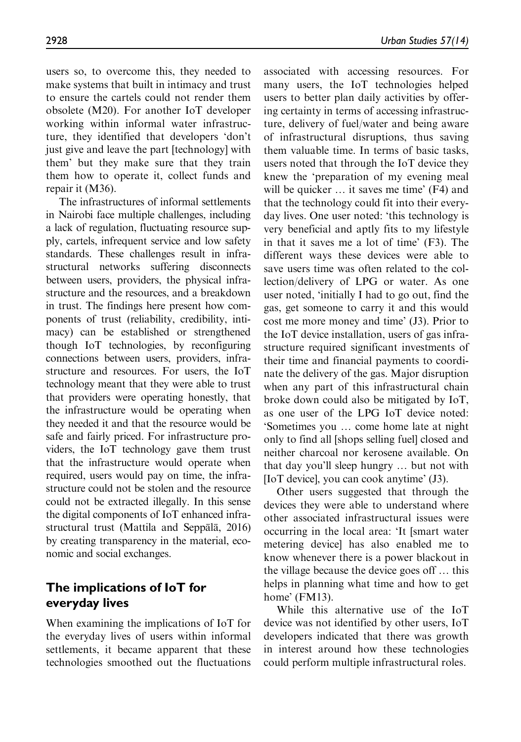users so, to overcome this, they needed to make systems that built in intimacy and trust to ensure the cartels could not render them obsolete (M20). For another IoT developer working within informal water infrastructure, they identified that developers 'don't just give and leave the part [technology] with them' but they make sure that they train them how to operate it, collect funds and repair it (M36).

The infrastructures of informal settlements in Nairobi face multiple challenges, including a lack of regulation, fluctuating resource supply, cartels, infrequent service and low safety standards. These challenges result in infrastructural networks suffering disconnects between users, providers, the physical infrastructure and the resources, and a breakdown in trust. The findings here present how components of trust (reliability, credibility, intimacy) can be established or strengthened though IoT technologies, by reconfiguring connections between users, providers, infrastructure and resources. For users, the IoT technology meant that they were able to trust that providers were operating honestly, that the infrastructure would be operating when they needed it and that the resource would be safe and fairly priced. For infrastructure providers, the IoT technology gave them trust that the infrastructure would operate when required, users would pay on time, the infrastructure could not be stolen and the resource could not be extracted illegally. In this sense the digital components of IoT enhanced infrastructural trust (Mattila and Seppälä, 2016) by creating transparency in the material, economic and social exchanges.

## The implications of IoT for everyday lives

When examining the implications of IoT for the everyday lives of users within informal settlements, it became apparent that these technologies smoothed out the fluctuations associated with accessing resources. For many users, the IoT technologies helped users to better plan daily activities by offering certainty in terms of accessing infrastructure, delivery of fuel/water and being aware of infrastructural disruptions, thus saving them valuable time. In terms of basic tasks, users noted that through the IoT device they knew the 'preparation of my evening meal will be quicker … it saves me time' (F4) and that the technology could fit into their everyday lives. One user noted: 'this technology is very beneficial and aptly fits to my lifestyle in that it saves me a lot of time' (F3). The different ways these devices were able to save users time was often related to the collection/delivery of LPG or water. As one user noted, 'initially I had to go out, find the gas, get someone to carry it and this would cost me more money and time' (J3). Prior to the IoT device installation, users of gas infrastructure required significant investments of their time and financial payments to coordinate the delivery of the gas. Major disruption when any part of this infrastructural chain broke down could also be mitigated by IoT, as one user of the LPG IoT device noted: 'Sometimes you … come home late at night only to find all [shops selling fuel] closed and neither charcoal nor kerosene available. On that day you'll sleep hungry … but not with [IoT device], you can cook anytime' (J3).

Other users suggested that through the devices they were able to understand where other associated infrastructural issues were occurring in the local area: 'It [smart water metering device] has also enabled me to know whenever there is a power blackout in the village because the device goes off … this helps in planning what time and how to get home' (FM13).

While this alternative use of the IoT device was not identified by other users, IoT developers indicated that there was growth in interest around how these technologies could perform multiple infrastructural roles.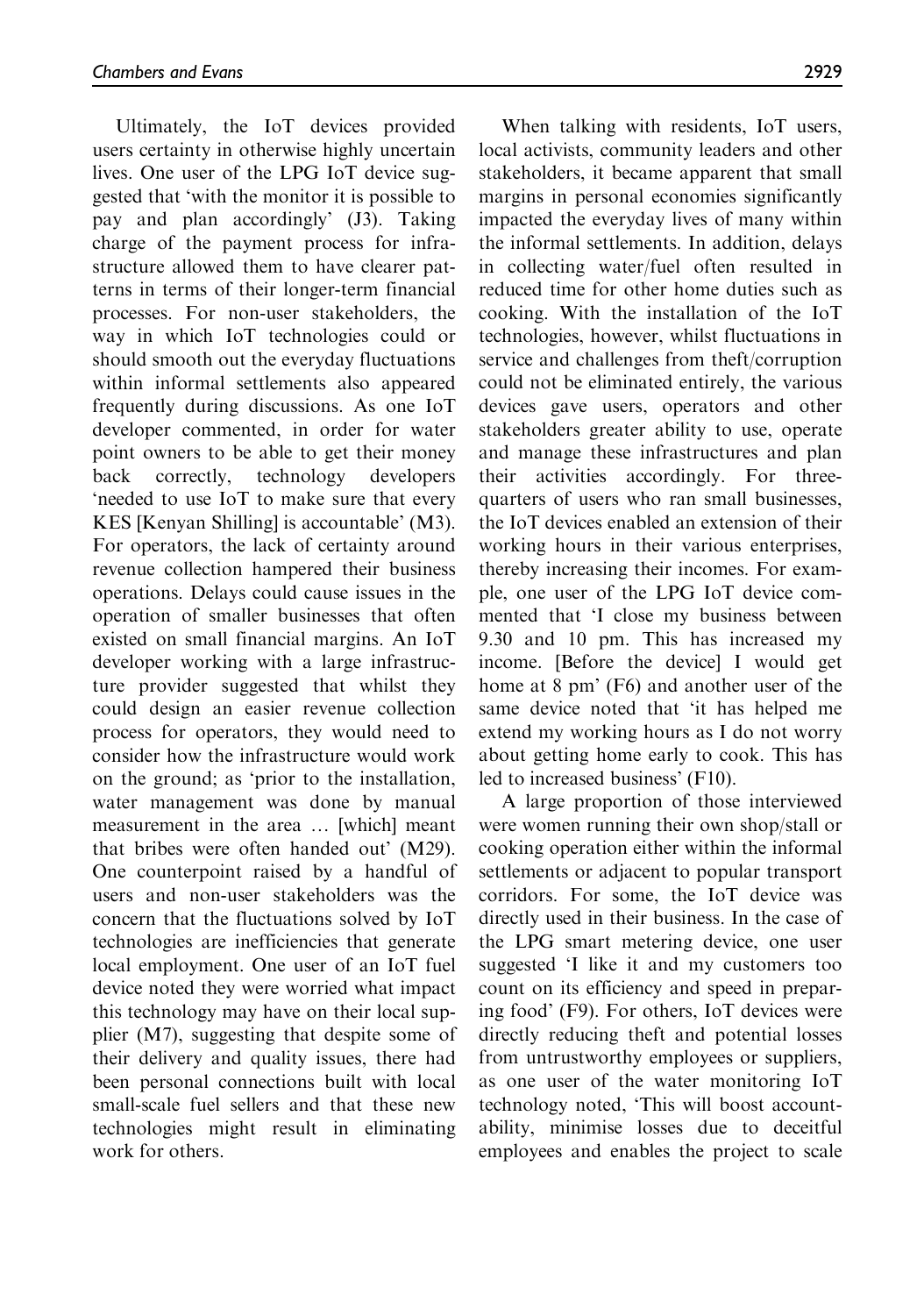Ultimately, the IoT devices provided users certainty in otherwise highly uncertain lives. One user of the LPG IoT device suggested that 'with the monitor it is possible to pay and plan accordingly' (J3). Taking charge of the payment process for infrastructure allowed them to have clearer patterns in terms of their longer-term financial processes. For non-user stakeholders, the way in which IoT technologies could or should smooth out the everyday fluctuations within informal settlements also appeared frequently during discussions. As one IoT developer commented, in order for water point owners to be able to get their money back correctly, technology developers 'needed to use IoT to make sure that every KES [Kenyan Shilling] is accountable' (M3). For operators, the lack of certainty around revenue collection hampered their business operations. Delays could cause issues in the operation of smaller businesses that often existed on small financial margins. An IoT developer working with a large infrastructure provider suggested that whilst they could design an easier revenue collection process for operators, they would need to consider how the infrastructure would work on the ground; as 'prior to the installation, water management was done by manual measurement in the area … [which] meant that bribes were often handed out' (M29). One counterpoint raised by a handful of users and non-user stakeholders was the concern that the fluctuations solved by IoT technologies are inefficiencies that generate local employment. One user of an IoT fuel device noted they were worried what impact this technology may have on their local supplier (M7), suggesting that despite some of their delivery and quality issues, there had been personal connections built with local small-scale fuel sellers and that these new technologies might result in eliminating work for others.

When talking with residents, IoT users, local activists, community leaders and other stakeholders, it became apparent that small margins in personal economies significantly impacted the everyday lives of many within the informal settlements. In addition, delays in collecting water/fuel often resulted in reduced time for other home duties such as cooking. With the installation of the IoT technologies, however, whilst fluctuations in service and challenges from theft/corruption could not be eliminated entirely, the various devices gave users, operators and other stakeholders greater ability to use, operate and manage these infrastructures and plan their activities accordingly. For three-quarters of users who ran small businesses, the IoT devices enabled an extension of their working hours in their various enterprises, thereby increasing their incomes. For example, one user of the LPG IoT device commented that 'I close my business between 9.30 and 10 pm. This has increased my income. [Before the device] I would get home at 8 pm' (F6) and another user of the same device noted that 'it has helped me extend my working hours as I do not worry about getting home early to cook. This has led to increased business' (F10).

A large proportion of those interviewed were women running their own shop/stall or cooking operation either within the informal settlements or adjacent to popular transport corridors. For some, the IoT device was directly used in their business. In the case of the LPG smart metering device, one user suggested 'I like it and my customers too count on its efficiency and speed in preparing food' (F9). For others, IoT devices were directly reducing theft and potential losses from untrustworthy employees or suppliers, as one user of the water monitoring IoT technology noted, 'This will boost accountability, minimise losses due to deceitful employees and enables the project to scale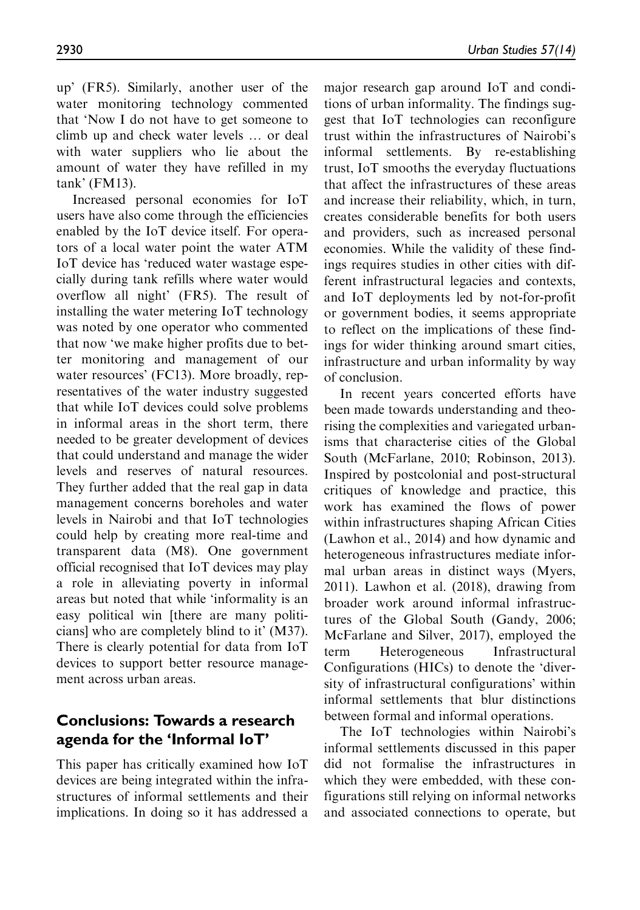up' (FR5). Similarly, another user of the water monitoring technology commented that 'Now I do not have to get someone to climb up and check water levels … or deal with water suppliers who lie about the amount of water they have refilled in my tank' (FM13).

Increased personal economies for IoT users have also come through the efficiencies enabled by the IoT device itself. For operators of a local water point the water ATM IoT device has 'reduced water wastage especially during tank refills where water would overflow all night' (FR5). The result of installing the water metering IoT technology was noted by one operator who commented that now 'we make higher profits due to better monitoring and management of our water resources' (FC13). More broadly, representatives of the water industry suggested that while IoT devices could solve problems in informal areas in the short term, there needed to be greater development of devices that could understand and manage the wider levels and reserves of natural resources. They further added that the real gap in data management concerns boreholes and water levels in Nairobi and that IoT technologies could help by creating more real-time and transparent data (M8). One government official recognised that IoT devices may play a role in alleviating poverty in informal areas but noted that while 'informality is an easy political win [there are many politicians] who are completely blind to it' (M37). There is clearly potential for data from IoT devices to support better resource management across urban areas.

## Conclusions: Towards a research agenda for the 'Informal IoT'

This paper has critically examined how IoT devices are being integrated within the infrastructures of informal settlements and their implications. In doing so it has addressed a major research gap around IoT and conditions of urban informality. The findings suggest that IoT technologies can reconfigure trust within the infrastructures of Nairobi's informal settlements. By re-establishing trust, IoT smooths the everyday fluctuations that affect the infrastructures of these areas and increase their reliability, which, in turn, creates considerable benefits for both users and providers, such as increased personal economies. While the validity of these findings requires studies in other cities with different infrastructural legacies and contexts, and IoT deployments led by not-for-profit or government bodies, it seems appropriate to reflect on the implications of these findings for wider thinking around smart cities, infrastructure and urban informality by way of conclusion.

In recent years concerted efforts have been made towards understanding and theorising the complexities and variegated urbanisms that characterise cities of the Global South (McFarlane, 2010; Robinson, 2013). Inspired by postcolonial and post-structural critiques of knowledge and practice, this work has examined the flows of power within infrastructures shaping African Cities (Lawhon et al., 2014) and how dynamic and heterogeneous infrastructures mediate informal urban areas in distinct ways (Myers, 2011). Lawhon et al. (2018), drawing from broader work around informal infrastructures of the Global South (Gandy, 2006; McFarlane and Silver, 2017), employed the term Heterogeneous Infrastructural Configurations (HICs) to denote the 'diversity of infrastructural configurations' within informal settlements that blur distinctions between formal and informal operations.

The IoT technologies within Nairobi's informal settlements discussed in this paper did not formalise the infrastructures in which they were embedded, with these configurations still relying on informal networks and associated connections to operate, but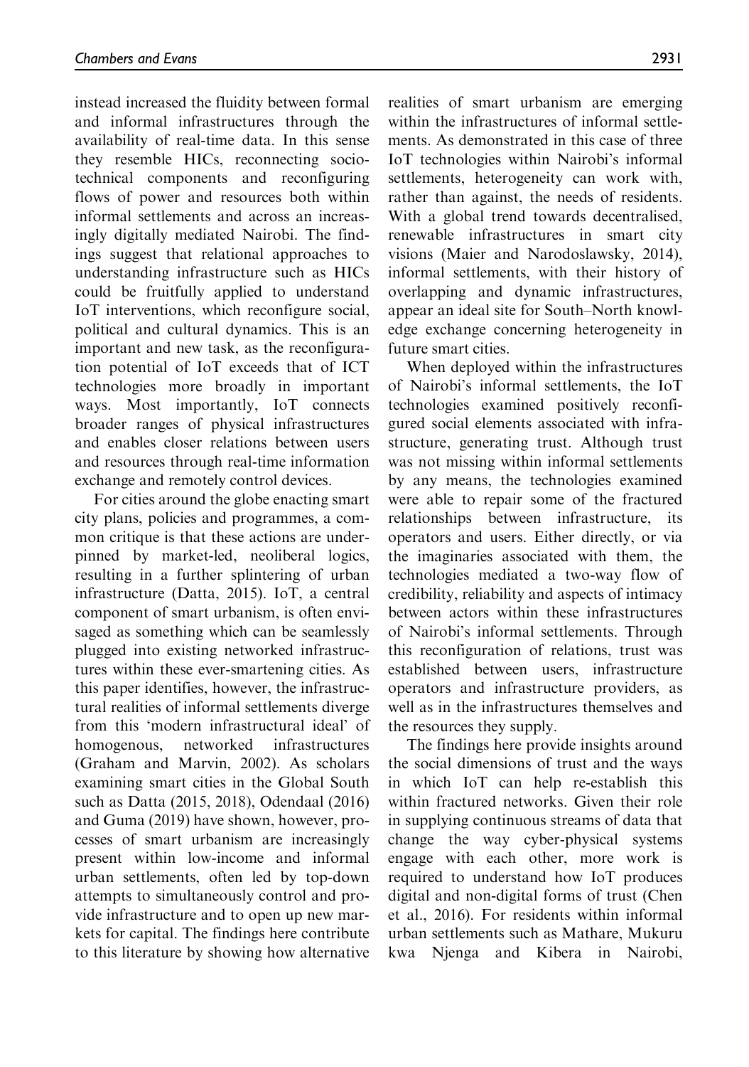instead increased the fluidity between formal and informal infrastructures through the availability of real-time data. In this sense they resemble HICs, reconnecting socio-technical components and reconfiguring flows of power and resources both within informal settlements and across an increasingly digitally mediated Nairobi. The findings suggest that relational approaches to understanding infrastructure such as HICs could be fruitfully applied to understand IoT interventions, which reconfigure social, political and cultural dynamics. This is an important and new task, as the reconfiguration potential of IoT exceeds that of ICT technologies more broadly in important ways. Most importantly, IoT connects broader ranges of physical infrastructures and enables closer relations between users and resources through real-time information exchange and remotely control devices.

For cities around the globe enacting smart city plans, policies and programmes, a common critique is that these actions are underpinned by market-led, neoliberal logics, resulting in a further splintering of urban infrastructure (Datta, 2015). IoT, a central component of smart urbanism, is often envisaged as something which can be seamlessly plugged into existing networked infrastructures within these ever-smartening cities. As this paper identifies, however, the infrastructural realities of informal settlements diverge from this 'modern infrastructural ideal' of homogenous, networked infrastructures (Graham and Marvin, 2002). As scholars examining smart cities in the Global South such as Datta (2015, 2018), Odendaal (2016) and Guma (2019) have shown, however, processes of smart urbanism are increasingly present within low-income and informal urban settlements, often led by top-down attempts to simultaneously control and provide infrastructure and to open up new markets for capital. The findings here contribute to this literature by showing how alternative realities of smart urbanism are emerging within the infrastructures of informal settlements. As demonstrated in this case of three IoT technologies within Nairobi's informal settlements, heterogeneity can work with, rather than against, the needs of residents. With a global trend towards decentralised, renewable infrastructures in smart city visions (Maier and Narodoslawsky, 2014), informal settlements, with their history of overlapping and dynamic infrastructures, appear an ideal site for South–North knowledge exchange concerning heterogeneity in future smart cities.

When deployed within the infrastructures of Nairobi's informal settlements, the IoT technologies examined positively reconfigured social elements associated with infrastructure, generating trust. Although trust was not missing within informal settlements by any means, the technologies examined were able to repair some of the fractured relationships between infrastructure, its operators and users. Either directly, or via the imaginaries associated with them, the technologies mediated a two-way flow of credibility, reliability and aspects of intimacy between actors within these infrastructures of Nairobi's informal settlements. Through this reconfiguration of relations, trust was established between users, infrastructure operators and infrastructure providers, as well as in the infrastructures themselves and the resources they supply.

The findings here provide insights around the social dimensions of trust and the ways in which IoT can help re-establish this within fractured networks. Given their role in supplying continuous streams of data that change the way cyber-physical systems engage with each other, more work is required to understand how IoT produces digital and non-digital forms of trust (Chen et al., 2016). For residents within informal urban settlements such as Mathare, Mukuru kwa Njenga and Kibera in Nairobi,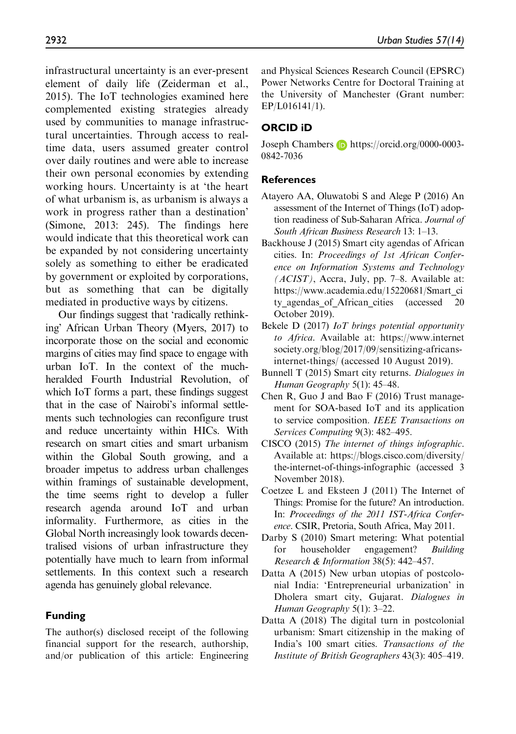infrastructural uncertainty is an ever-present element of daily life (Zeiderman et al., 2015). The IoT technologies examined here complemented existing strategies already used by communities to manage infrastructural uncertainties. Through access to real-time data, users assumed greater control over daily routines and were able to increase their own personal economies by extending working hours. Uncertainty is at 'the heart of what urbanism is, as urbanism is always a work in progress rather than a destination' (Simone, 2013: 245). The findings here would indicate that this theoretical work can be expanded by not considering uncertainty solely as something to either be eradicated by government or exploited by corporations, but as something that can be digitally mediated in productive ways by citizens.

Our findings suggest that 'radically rethinking' African Urban Theory (Myers, 2017) to incorporate those on the social and economic margins of cities may find space to engage with urban IoT. In the context of the much-heralded Fourth Industrial Revolution, of which IoT forms a part, these findings suggest that in the case of Nairobi's informal settlements such technologies can reconfigure trust and reduce uncertainty within HICs. With research on smart cities and smart urbanism within the Global South growing, and a broader impetus to address urban challenges within framings of sustainable development, the time seems right to develop a fuller research agenda around IoT and urban informality. Furthermore, as cities in the Global North increasingly look towards decentralised visions of urban infrastructure they potentially have much to learn from informal settlements. In this context such a research agenda has genuinely global relevance.

## Funding

The author(s) disclosed receipt of the following financial support for the research, authorship, and/or publication of this article: Engineering and Physical Sciences Research Council (EPSRC) Power Networks Centre for Doctoral Training at the University of Manchester (Grant number: EP/L016141/1).

## ORCID iD

Joseph Chambers https://orcid.org/0000-0003-0842-7036

## References

Atayero AA, Oluwatobi S and Alege P (2016) An assessment of the Internet of Things (IoT) adoption readiness of Sub-Saharan Africa. *Journal of South African Business Research* 13: 1–13.

Backhouse J (2015) Smart city agendas of African cities. In: *Proceedings of 1st African Conference on Information Systems and Technology (ACIST)*, Accra, July, pp. 7–8. Available at: https://www.academia.edu/15220681/Smart_city_agendas_of_African_cities (accessed 20 October 2019).

Bekele D (2017) *IoT brings potential opportunity to Africa*. Available at: https://www.internetsociety.org/blog/2017/09/sensitizing-africans-internet-things/ (accessed 10 August 2019).

Bunnell T (2015) Smart city returns. *Dialogues in Human Geography* 5(1): 45–48.

Chen R, Guo J and Bao F (2016) Trust management for SOA-based IoT and its application to service composition. *IEEE Transactions on Services Computing* 9(3): 482–495.

CISCO (2015) *The internet of things infographic*. Available at: https://blogs.cisco.com/diversity/the-internet-of-things-infographic (accessed 3 November 2018).

Coetzee L and Eksteen J (2011) The Internet of Things: Promise for the future? An introduction. In: *Proceedings of the 2011 IST-Africa Conference*. CSIR, Pretoria, South Africa, May 2011.

Darby S (2010) Smart metering: What potential for householder engagement? *Building Research & Information* 38(5): 442–457.

Datta A (2015) New urban utopias of postcolonial India: 'Entrepreneurial urbanization' in Dholera smart city, Gujarat. *Dialogues in Human Geography* 5(1): 3–22.

Datta A (2018) The digital turn in postcolonial urbanism: Smart citizenship in the making of India's 100 smart cities. *Transactions of the Institute of British Geographers* 43(3): 405–419.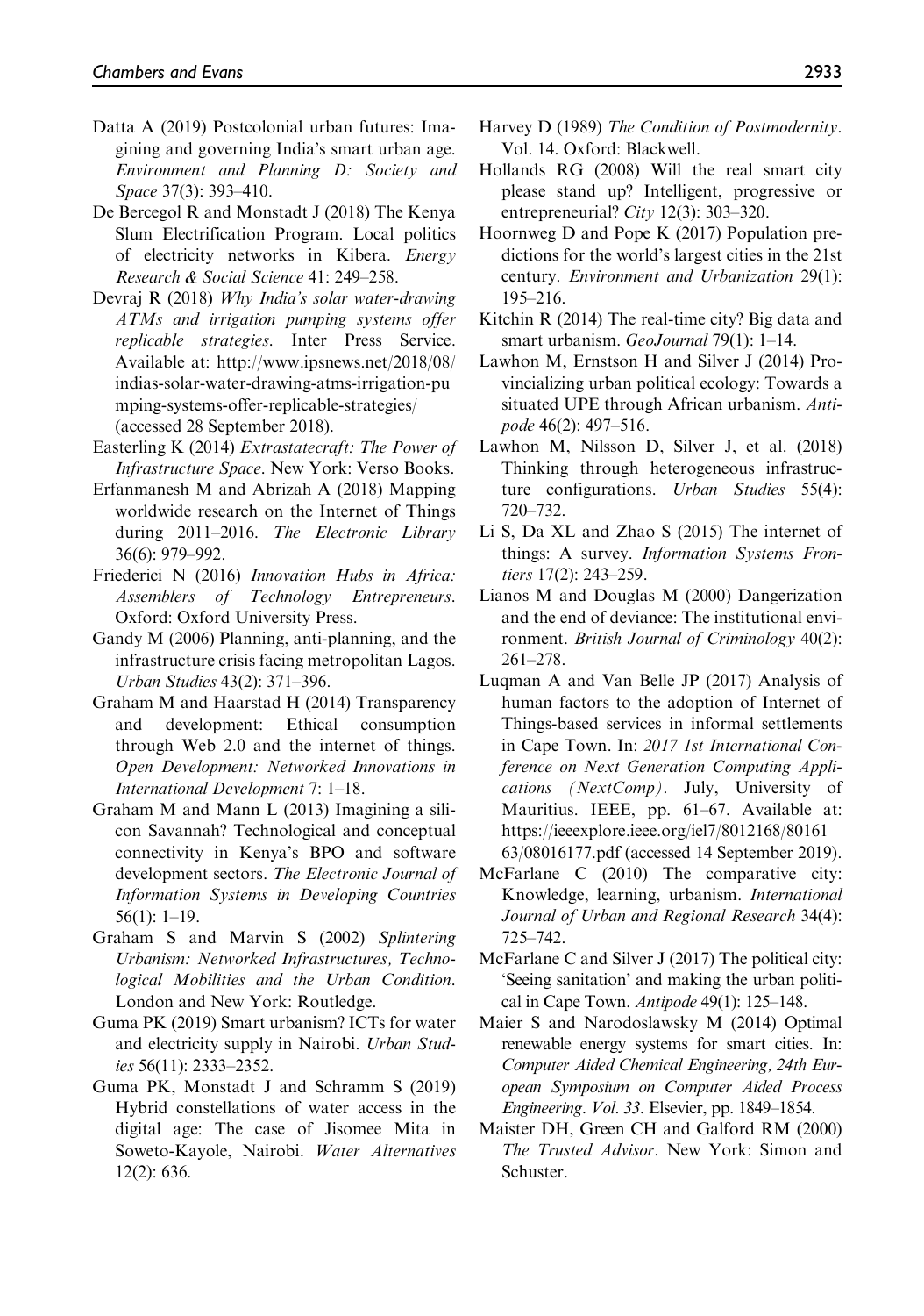Datta A (2019) Postcolonial urban futures: Imagining and governing India's smart urban age. *Environment and Planning D: Society and Space* 37(3): 393–410.

De Bercegol R and Monstadt J (2018) The Kenya Slum Electrification Program. Local politics of electricity networks in Kibera. *Energy Research & Social Science* 41: 249–258.

Devraj R (2018) *Why India's solar water-drawing ATMs and irrigation pumping systems offer replicable strategies*. Inter Press Service. Available at: http://www.ipsnews.net/2018/08/indias-solar-water-drawing-atms-irrigation-pumping-systems-offer-replicable-strategies/ (accessed 28 September 2018).

Easterling K (2014) *Extrastatecraft: The Power of Infrastructure Space*. New York: Verso Books.

Erfanmanesh M and Abrizah A (2018) Mapping worldwide research on the Internet of Things during 2011–2016. *The Electronic Library* 36(6): 979–992.

Friederici N (2016) *Innovation Hubs in Africa: Assemblers of Technology Entrepreneurs*. Oxford: Oxford University Press.

Gandy M (2006) Planning, anti-planning, and the infrastructure crisis facing metropolitan Lagos. *Urban Studies* 43(2): 371–396.

Graham M and Haarstad H (2014) Transparency and development: Ethical consumption through Web 2.0 and the internet of things. *Open Development: Networked Innovations in International Development* 7: 1–18.

Graham M and Mann L (2013) Imagining a silicon Savannah? Technological and conceptual connectivity in Kenya's BPO and software development sectors. *The Electronic Journal of Information Systems in Developing Countries* 56(1): 1–19.

Graham S and Marvin S (2002) *Splintering Urbanism: Networked Infrastructures, Technological Mobilities and the Urban Condition*. London and New York: Routledge.

Guma PK (2019) Smart urbanism? ICTs for water and electricity supply in Nairobi. *Urban Studies* 56(11): 2333–2352.

Guma PK, Monstadt J and Schramm S (2019) Hybrid constellations of water access in the digital age: The case of Jisomee Mita in Soweto-Kayole, Nairobi. *Water Alternatives* 12(2): 636.

Harvey D (1989) *The Condition of Postmodernity*. Vol. 14. Oxford: Blackwell.

Hollands RG (2008) Will the real smart city please stand up? Intelligent, progressive or entrepreneurial? *City* 12(3): 303–320.

Hoornweg D and Pope K (2017) Population predictions for the world's largest cities in the 21st century. *Environment and Urbanization* 29(1): 195–216.

Kitchin R (2014) The real-time city? Big data and smart urbanism. *GeoJournal* 79(1): 1–14.

Lawhon M, Ernstson H and Silver J (2014) Provincializing urban political ecology: Towards a situated UPE through African urbanism. *Antipode* 46(2): 497–516.

Lawhon M, Nilsson D, Silver J, et al. (2018) Thinking through heterogeneous infrastructure configurations. *Urban Studies* 55(4): 720–732.

Li S, Da XL and Zhao S (2015) The internet of things: A survey. *Information Systems Frontiers* 17(2): 243–259.

Lianos M and Douglas M (2000) Dangerization and the end of deviance: The institutional environment. *British Journal of Criminology* 40(2): 261–278.

Luqman A and Van Belle JP (2017) Analysis of human factors to the adoption of Internet of Things-based services in informal settlements in Cape Town. In: *2017 1st International Conference on Next Generation Computing Applications (NextComp)*. July, University of Mauritius. IEEE, pp. 61–67. Available at: https://ieeexplore.ieee.org/iel7/8012168/8016163/08016177.pdf (accessed 14 September 2019).

McFarlane C (2010) The comparative city: Knowledge, learning, urbanism. *International Journal of Urban and Regional Research* 34(4): 725–742.

McFarlane C and Silver J (2017) The political city: 'Seeing sanitation' and making the urban political in Cape Town. *Antipode* 49(1): 125–148.

Maier S and Narodoslawsky M (2014) Optimal renewable energy systems for smart cities. In: *Computer Aided Chemical Engineering, 24th European Symposium on Computer Aided Process Engineering. Vol. 33*. Elsevier, pp. 1849–1854.

Maister DH, Green CH and Galford RM (2000) *The Trusted Advisor*. New York: Simon and Schuster.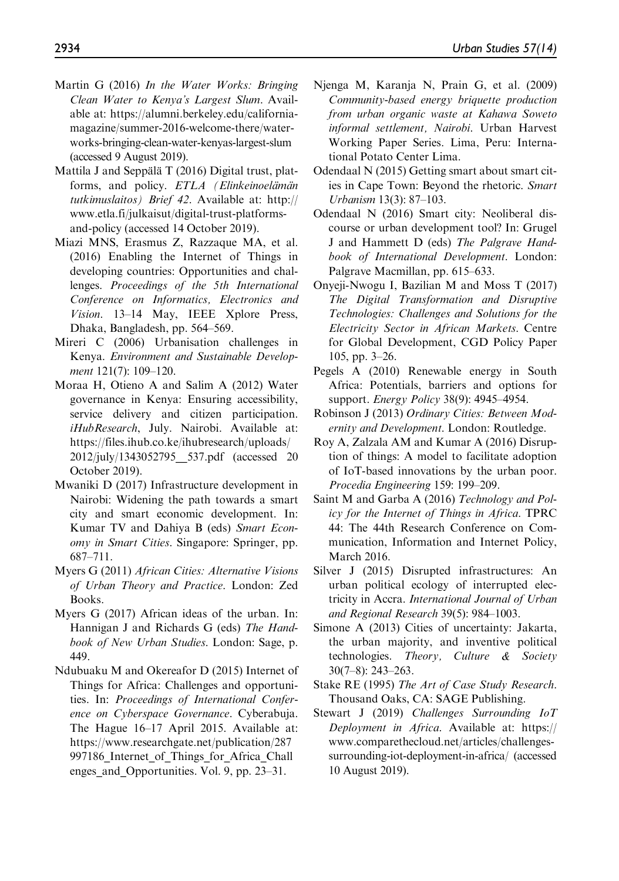Martin G (2016) *In the Water Works: Bringing Clean Water to Kenya's Largest Slum*. Available at: https://alumni.berkeley.edu/california-magazine/summer-2016-welcome-there/water-works-bringing-clean-water-kenyas-largest-slum (accessed 9 August 2019).

Mattila J and Seppälä T (2016) Digital trust, platforms, and policy. *ETLA (Elinkeinoelämän tutkimuslaitos) Brief 42*. Available at: http://www.etla.fi/julkaisut/digital-trust-platforms-and-policy (accessed 14 October 2019).

Miazi MNS, Erasmus Z, Razzaque MA, et al. (2016) Enabling the Internet of Things in developing countries: Opportunities and challenges. *Proceedings of the 5th International Conference on Informatics, Electronics and Vision*. 13–14 May, IEEE Xplore Press, Dhaka, Bangladesh, pp. 564–569.

Mireri C (2006) Urbanisation challenges in Kenya. *Environment and Sustainable Development* 121(7): 109–120.

Moraa H, Otieno A and Salim A (2012) Water governance in Kenya: Ensuring accessibility, service delivery and citizen participation. *iHubResearch*, July. Nairobi. Available at: https://files.ihub.co.ke/ihubresearch/uploads/2012/july/1343052795__537.pdf (accessed 20 October 2019).

Mwaniki D (2017) Infrastructure development in Nairobi: Widening the path towards a smart city and smart economic development. In: Kumar TV and Dahiya B (eds) *Smart Economy in Smart Cities*. Singapore: Springer, pp. 687–711.

Myers G (2011) *African Cities: Alternative Visions of Urban Theory and Practice*. London: Zed Books.

Myers G (2017) African ideas of the urban. In: Hannigan J and Richards G (eds) *The Handbook of New Urban Studies*. London: Sage, p. 449.

Ndubuaku M and Okereafor D (2015) Internet of Things for Africa: Challenges and opportunities. In: *Proceedings of International Conference on Cyberspace Governance*. Cyberabuja. The Hague 16–17 April 2015. Available at: https://www.researchgate.net/publication/287997186_Internet_of_Things_for_Africa_Challenges_and_Opportunities. Vol. 9, pp. 23–31.

Njenga M, Karanja N, Prain G, et al. (2009) *Community-based energy briquette production from urban organic waste at Kahawa Soweto informal settlement, Nairobi*. Urban Harvest Working Paper Series. Lima, Peru: International Potato Center Lima.

Odendaal N (2015) Getting smart about smart cities in Cape Town: Beyond the rhetoric. *Smart Urbanism* 13(3): 87–103.

Odendaal N (2016) Smart city: Neoliberal discourse or urban development tool? In: Grugel J and Hammett D (eds) *The Palgrave Handbook of International Development*. London: Palgrave Macmillan, pp. 615–633.

Onyeji-Nwogu I, Bazilian M and Moss T (2017) *The Digital Transformation and Disruptive Technologies: Challenges and Solutions for the Electricity Sector in African Markets*. Centre for Global Development, CGD Policy Paper 105, pp. 3–26.

Pegels A (2010) Renewable energy in South Africa: Potentials, barriers and options for support. *Energy Policy* 38(9): 4945–4954.

Robinson J (2013) *Ordinary Cities: Between Modernity and Development*. London: Routledge.

Roy A, Zalzala AM and Kumar A (2016) Disruption of things: A model to facilitate adoption of IoT-based innovations by the urban poor. *Procedia Engineering* 159: 199–209.

Saint M and Garba A (2016) *Technology and Policy for the Internet of Things in Africa*. TPRC 44: The 44th Research Conference on Communication, Information and Internet Policy, March 2016.

Silver J (2015) Disrupted infrastructures: An urban political ecology of interrupted electricity in Accra. *International Journal of Urban and Regional Research* 39(5): 984–1003.

Simone A (2013) Cities of uncertainty: Jakarta, the urban majority, and inventive political technologies. *Theory, Culture & Society* 30(7–8): 243–263.

Stake RE (1995) *The Art of Case Study Research*. Thousand Oaks, CA: SAGE Publishing.

Stewart J (2019) *Challenges Surrounding IoT Deployment in Africa*. Available at: https://www.comparethecloud.net/articles/challenges-surrounding-iot-deployment-in-africa/ (accessed 10 August 2019).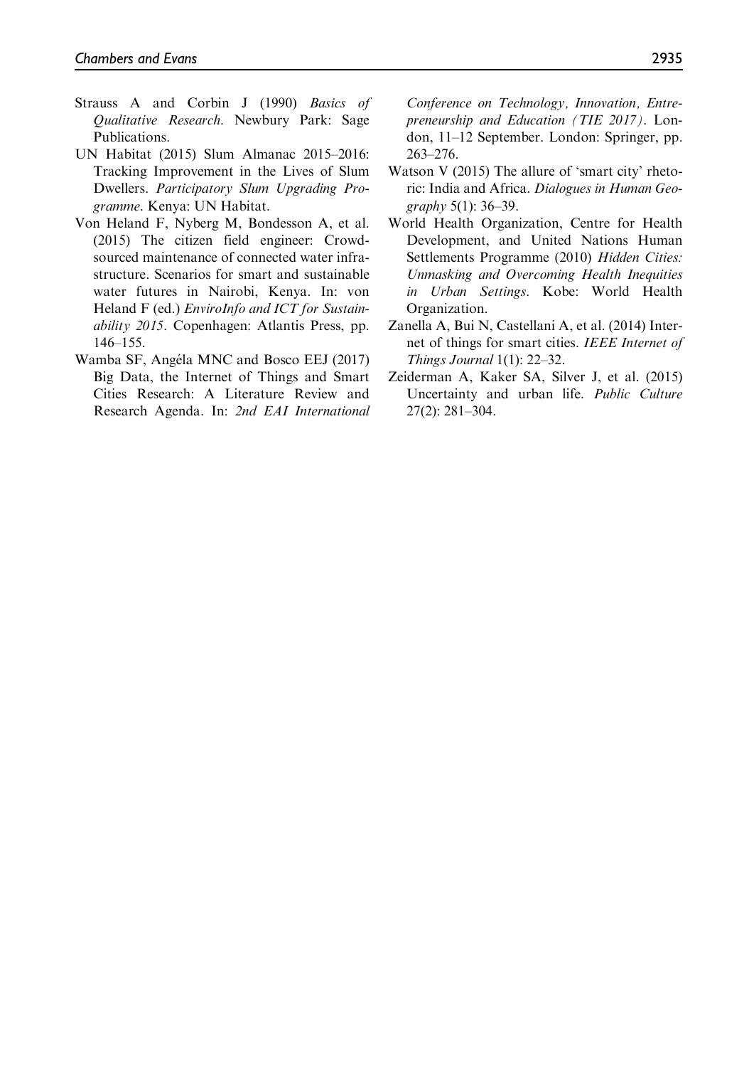Strauss A and Corbin J (1990) *Basics of Qualitative Research*. Newbury Park: Sage Publications.

UN Habitat (2015) Slum Almanac 2015–2016: Tracking Improvement in the Lives of Slum Dwellers. *Participatory Slum Upgrading Programme*. Kenya: UN Habitat.

Von Heland F, Nyberg M, Bondesson A, et al. (2015) The citizen field engineer: Crowd-sourced maintenance of connected water infrastructure. Scenarios for smart and sustainable water futures in Nairobi, Kenya. In: von Heland F (ed.) *EnviroInfo and ICT for Sustainability 2015*. Copenhagen: Atlantis Press, pp. 146–155.

Wamba SF, Angéla MNC and Bosco EEJ (2017) Big Data, the Internet of Things and Smart Cities Research: A Literature Review and Research Agenda. In: *2nd EAI International Conference on Technology, Innovation, Entrepreneurship and Education (TIE 2017)*. London, 11–12 September. London: Springer, pp. 263–276.

Watson V (2015) The allure of 'smart city' rhetoric: India and Africa. *Dialogues in Human Geography* 5(1): 36–39.

World Health Organization, Centre for Health Development, and United Nations Human Settlements Programme (2010) *Hidden Cities: Unmasking and Overcoming Health Inequities in Urban Settings*. Kobe: World Health Organization.

Zanella A, Bui N, Castellani A, et al. (2014) Internet of things for smart cities. *IEEE Internet of Things Journal* 1(1): 22–32.

Zeiderman A, Kaker SA, Silver J, et al. (2015) Uncertainty and urban life. *Public Culture* 27(2): 281–304.